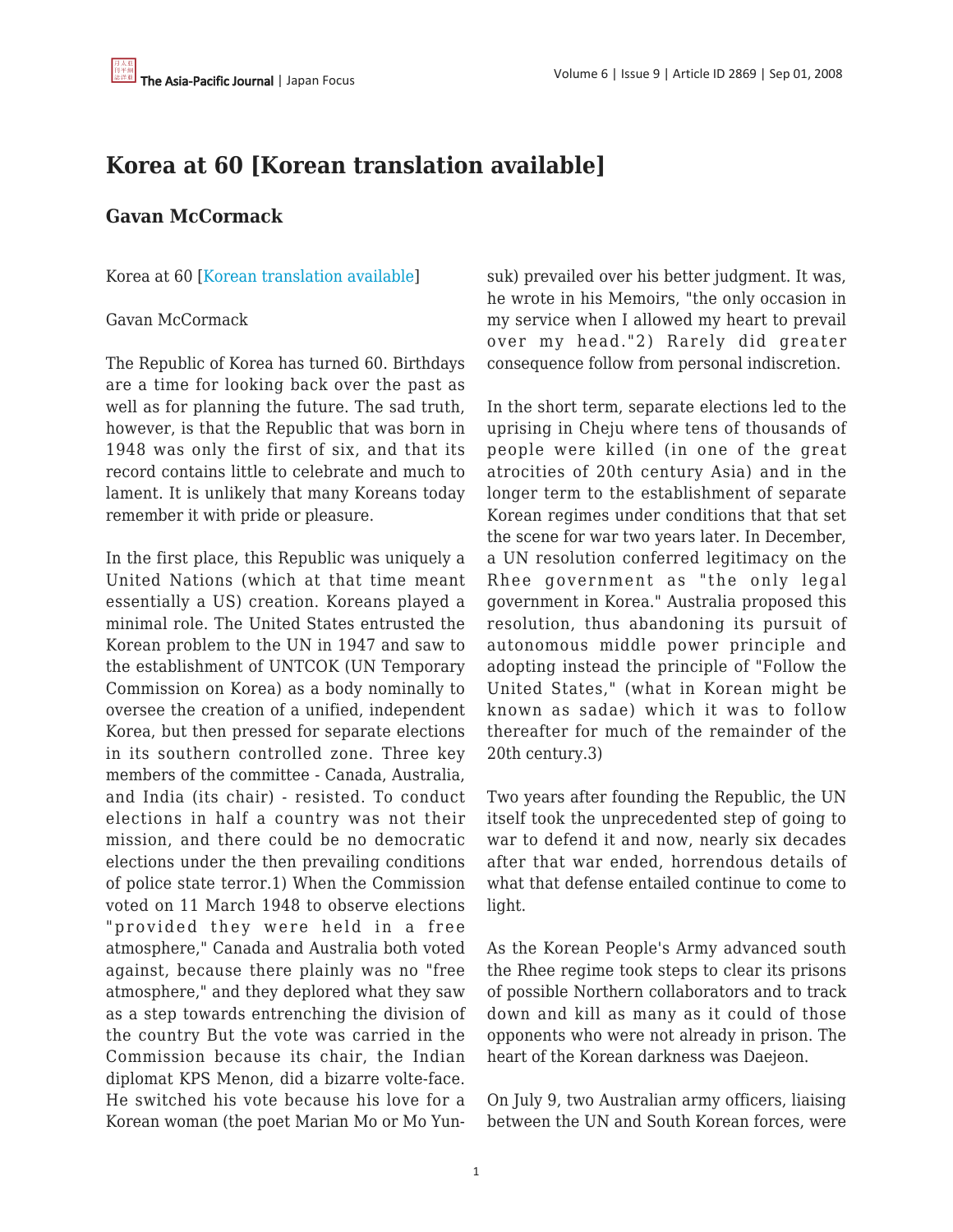# Korea at 60 [Korean translation available]

## Gavan McCormack

Korea at 60 [Korean translation available]

Gavan McCormack

The Republic of Korea has turned 60. Birthdays are a time for looking back over the past as well as for planning the future. The sad truth, however, is that the Republic that was born in 1948 was only the first of six, and that its record contains little to celebrate and much to lament. It is unlikely that many Koreans today remember it with pride or pleasure.

In the first place, this Republic was uniquely a United Nations (which at that time meant essentially a US) creation. Koreans played a minimal role. The United States entrusted the Korean problem to the UN in 1947 and saw to the establishment of UNTCOK (UN Temporary Commission on Korea) as a body nominally to oversee the creation of a unified, independent Korea, but then pressed for separate elections in its southern controlled zone. Three key members of the committee - Canada, Australia, and India (its chair) - resisted. To conduct elections in half a country was not their mission, and there could be no democratic elections under the then prevailing conditions of police state terror.1) When the Commission voted on 11 March 1948 to observe elections "provided they were held in a free atmosphere," Canada and Australia both voted against, because there plainly was no "free atmosphere," and they deplored what they saw as a step towards entrenching the division of the country But the vote was carried in the Commission because its chair, the Indian diplomat KPS Menon, did a bizarre volte-face. He switched his vote because his love for a Korean woman (the poet Marian Mo or Mo Yun-suk) prevailed over his better judgment. It was, he wrote in his Memoirs, "the only occasion in my service when I allowed my heart to prevail over my head."2) Rarely did greater consequence follow from personal indiscretion.

In the short term, separate elections led to the uprising in Cheju where tens of thousands of people were killed (in one of the great atrocities of 20th century Asia) and in the longer term to the establishment of separate Korean regimes under conditions that that set the scene for war two years later. In December, a UN resolution conferred legitimacy on the Rhee government as "the only legal government in Korea." Australia proposed this resolution, thus abandoning its pursuit of autonomous middle power principle and adopting instead the principle of "Follow the United States," (what in Korean might be known as sadae) which it was to follow thereafter for much of the remainder of the 20th century.3)

Two years after founding the Republic, the UN itself took the unprecedented step of going to war to defend it and now, nearly six decades after that war ended, horrendous details of what that defense entailed continue to come to light.

As the Korean People's Army advanced south the Rhee regime took steps to clear its prisons of possible Northern collaborators and to track down and kill as many as it could of those opponents who were not already in prison. The heart of the Korean darkness was Daejeon.

On July 9, two Australian army officers, liaising between the UN and South Korean forces, were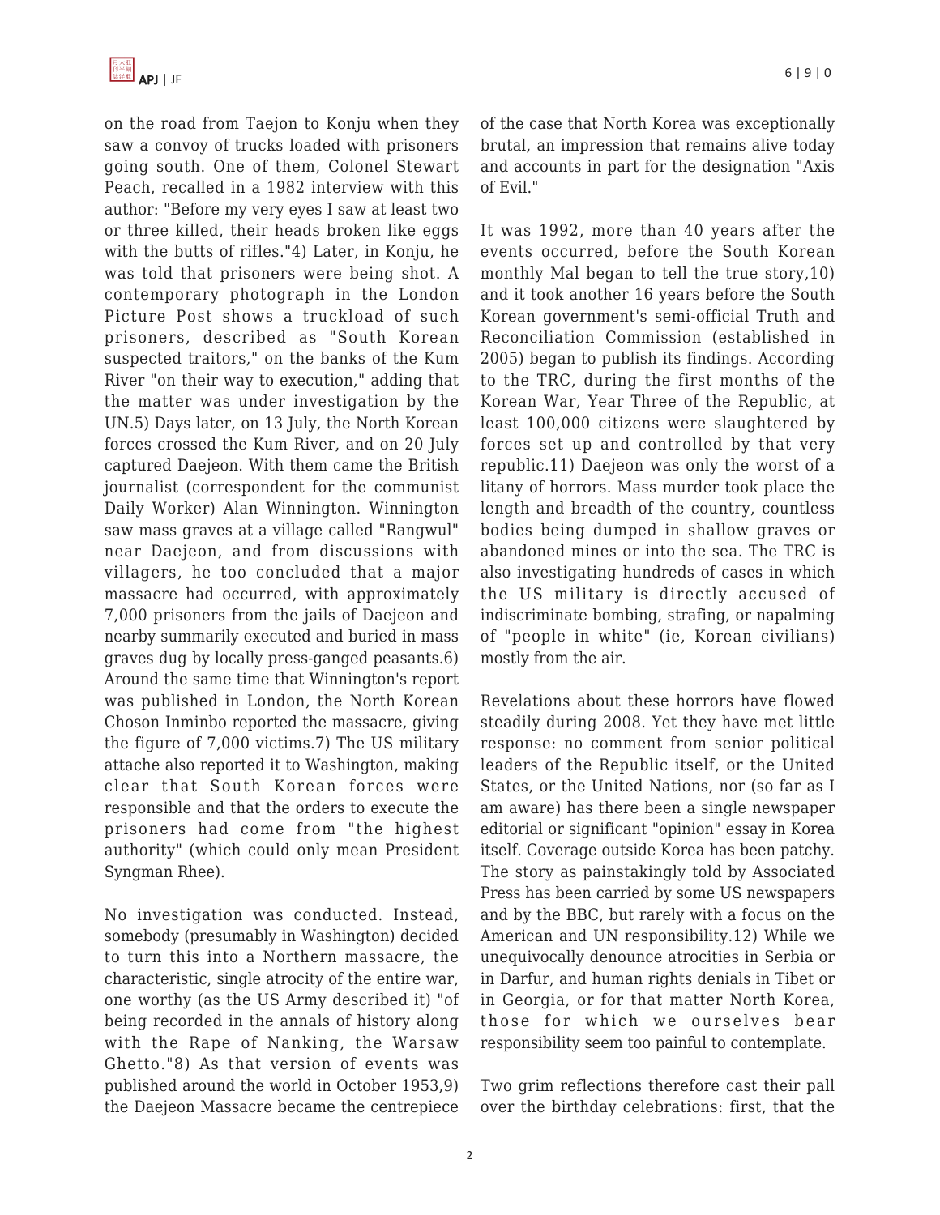on the road from Taejon to Konju when they saw a convoy of trucks loaded with prisoners going south. One of them, Colonel Stewart Peach, recalled in a 1982 interview with this author: "Before my very eyes I saw at least two or three killed, their heads broken like eggs with the butts of rifles."4) Later, in Konju, he was told that prisoners were being shot. A contemporary photograph in the London Picture Post shows a truckload of such prisoners, described as "South Korean suspected traitors," on the banks of the Kum River "on their way to execution," adding that the matter was under investigation by the UN.5) Days later, on 13 July, the North Korean forces crossed the Kum River, and on 20 July captured Daejeon. With them came the British journalist (correspondent for the communist Daily Worker) Alan Winnington. Winnington saw mass graves at a village called "Rangwul" near Daejeon, and from discussions with villagers, he too concluded that a major massacre had occurred, with approximately 7,000 prisoners from the jails of Daejeon and nearby summarily executed and buried in mass graves dug by locally press-ganged peasants.6) Around the same time that Winnington's report was published in London, the North Korean Choson Inminbo reported the massacre, giving the figure of 7,000 victims.7) The US military attache also reported it to Washington, making clear that South Korean forces were responsible and that the orders to execute the prisoners had come from "the highest authority" (which could only mean President Syngman Rhee).

No investigation was conducted. Instead, somebody (presumably in Washington) decided to turn this into a Northern massacre, the characteristic, single atrocity of the entire war, one worthy (as the US Army described it) "of being recorded in the annals of history along with the Rape of Nanking, the Warsaw Ghetto."8) As that version of events was published around the world in October 1953,9) the Daejeon Massacre became the centrepiece of the case that North Korea was exceptionally brutal, an impression that remains alive today and accounts in part for the designation "Axis of Evil."

It was 1992, more than 40 years after the events occurred, before the South Korean monthly Mal began to tell the true story,10) and it took another 16 years before the South Korean government's semi-official Truth and Reconciliation Commission (established in 2005) began to publish its findings. According to the TRC, during the first months of the Korean War, Year Three of the Republic, at least 100,000 citizens were slaughtered by forces set up and controlled by that very republic.11) Daejeon was only the worst of a litany of horrors. Mass murder took place the length and breadth of the country, countless bodies being dumped in shallow graves or abandoned mines or into the sea. The TRC is also investigating hundreds of cases in which the US military is directly accused of indiscriminate bombing, strafing, or napalming of "people in white" (ie, Korean civilians) mostly from the air.

Revelations about these horrors have flowed steadily during 2008. Yet they have met little response: no comment from senior political leaders of the Republic itself, or the United States, or the United Nations, nor (so far as I am aware) has there been a single newspaper editorial or significant "opinion" essay in Korea itself. Coverage outside Korea has been patchy. The story as painstakingly told by Associated Press has been carried by some US newspapers and by the BBC, but rarely with a focus on the American and UN responsibility.12) While we unequivocally denounce atrocities in Serbia or in Darfur, and human rights denials in Tibet or in Georgia, or for that matter North Korea, those for which we ourselves bear responsibility seem too painful to contemplate.

Two grim reflections therefore cast their pall over the birthday celebrations: first, that the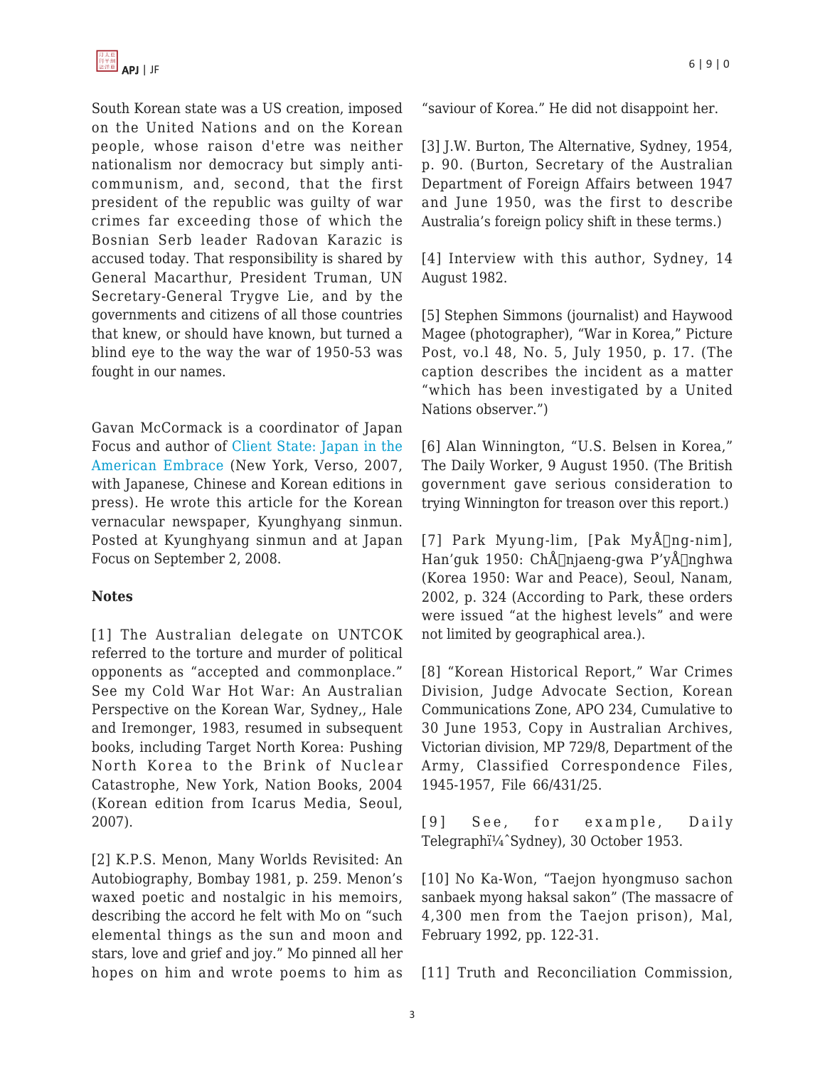South Korean state was a US creation, imposed on the United Nations and on the Korean people, whose raison d'etre was neither nationalism nor democracy but simply anti-communism, and, second, that the first president of the republic was guilty of war crimes far exceeding those of which the Bosnian Serb leader Radovan Karazic is accused today. That responsibility is shared by General Macarthur, President Truman, UN Secretary-General Trygve Lie, and by the governments and citizens of all those countries that knew, or should have known, but turned a blind eye to the way the war of 1950-53 was fought in our names.

Gavan McCormack is a coordinator of Japan Focus and author of Client State: Japan in the American Embrace (New York, Verso, 2007, with Japanese, Chinese and Korean editions in press). He wrote this article for the Korean vernacular newspaper, Kyunghyang sinmun. Posted at Kyunghyang sinmun and at Japan Focus on September 2, 2008.

**Notes**

[1] The Australian delegate on UNTCOK referred to the torture and murder of political opponents as "accepted and commonplace." See my Cold War Hot War: An Australian Perspective on the Korean War, Sydney,, Hale and Iremonger, 1983, resumed in subsequent books, including Target North Korea: Pushing North Korea to the Brink of Nuclear Catastrophe, New York, Nation Books, 2004 (Korean edition from Icarus Media, Seoul, 2007).

[2] K.P.S. Menon, Many Worlds Revisited: An Autobiography, Bombay 1981, p. 259. Menon's waxed poetic and nostalgic in his memoirs, describing the accord he felt with Mo on "such elemental things as the sun and moon and stars, love and grief and joy." Mo pinned all her hopes on him and wrote poems to him as "saviour of Korea." He did not disappoint her.

[3] J.W. Burton, The Alternative, Sydney, 1954, p. 90. (Burton, Secretary of the Australian Department of Foreign Affairs between 1947 and June 1950, was the first to describe Australia's foreign policy shift in these terms.)

[4] Interview with this author, Sydney, 14 August 1982.

[5] Stephen Simmons (journalist) and Haywood Magee (photographer), "War in Korea," Picture Post, vo.l 48, No. 5, July 1950, p. 17. (The caption describes the incident as a matter "which has been investigated by a United Nations observer.")

[6] Alan Winnington, "U.S. Belsen in Korea," The Daily Worker, 9 August 1950. (The British government gave serious consideration to trying Winnington for treason over this report.)

[7] Park Myung-lim, [Pak MyÅng-nim], Han'guk 1950: ChÅnjaeng-gwa P'yÅnghwa (Korea 1950: War and Peace), Seoul, Nanam, 2002, p. 324 (According to Park, these orders were issued "at the highest levels" and were not limited by geographical area.).

[8] "Korean Historical Report," War Crimes Division, Judge Advocate Section, Korean Communications Zone, APO 234, Cumulative to 30 June 1953, Copy in Australian Archives, Victorian division, MP 729/8, Department of the Army, Classified Correspondence Files, 1945-1957, File 66/431/25.

[9] See, for example, Daily Telegraphï¼ˆSydney), 30 October 1953.

[10] No Ka-Won, "Taejon hyongmuso sachon sanbaek myong haksal sakon" (The massacre of 4,300 men from the Taejon prison), Mal, February 1992, pp. 122-31.

[11] Truth and Reconciliation Commission,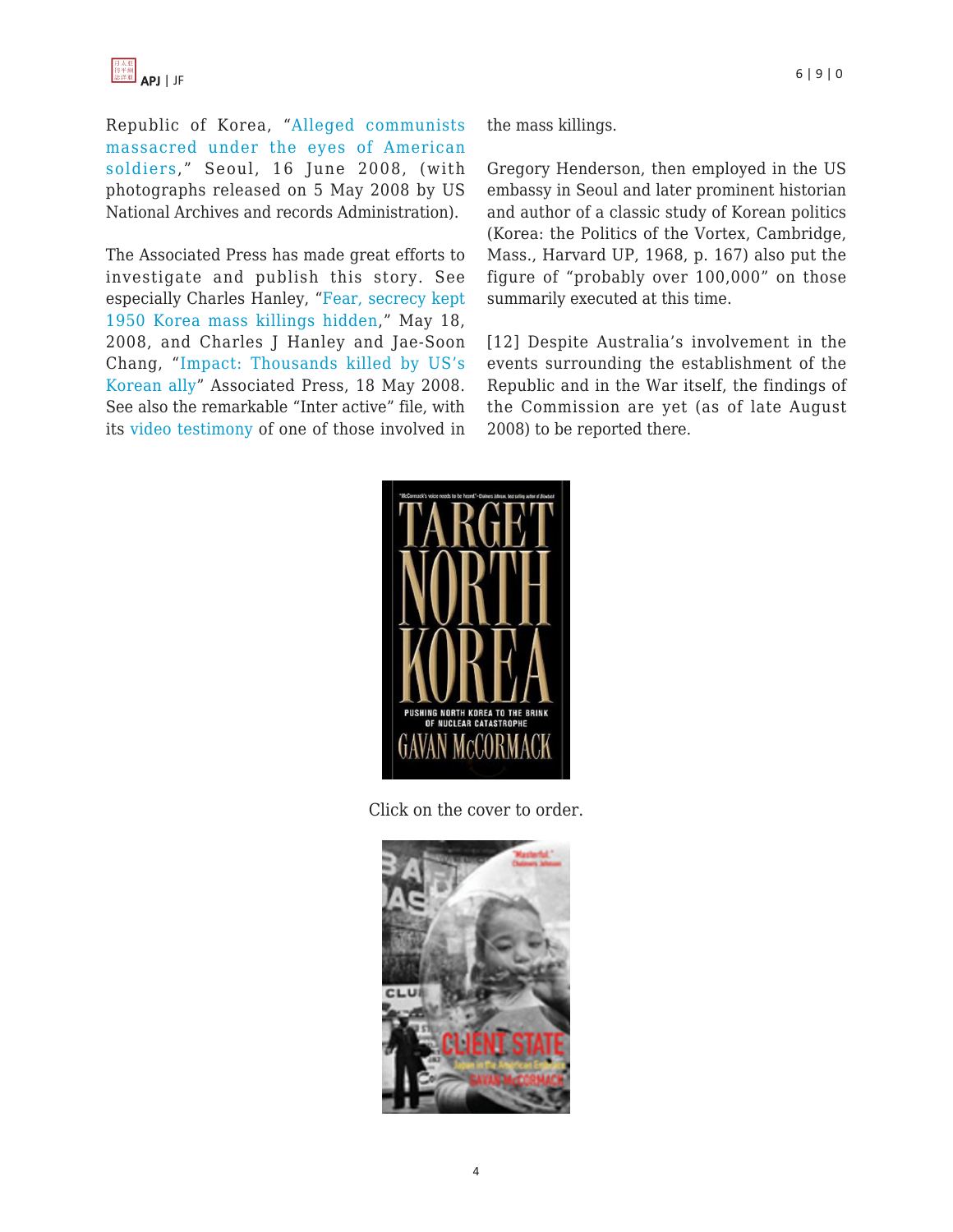Republic of Korea, "Alleged communists massacred under the eyes of American soldiers," Seoul, 16 June 2008, (with photographs released on 5 May 2008 by US National Archives and records Administration).

The Associated Press has made great efforts to investigate and publish this story. See especially Charles Hanley, "Fear, secrecy kept 1950 Korea mass killings hidden," May 18, 2008, and Charles J Hanley and Jae-Soon Chang, "Impact: Thousands killed by US's Korean ally" Associated Press, 18 May 2008. See also the remarkable "Inter active" file, with its video testimony of one of those involved in the mass killings.

Gregory Henderson, then employed in the US embassy in Seoul and later prominent historian and author of a classic study of Korean politics (Korea: the Politics of the Vortex, Cambridge, Mass., Harvard UP, 1968, p. 167) also put the figure of "probably over 100,000" on those summarily executed at this time.

[12] Despite Australia's involvement in the events surrounding the establishment of the Republic and in the War itself, the findings of the Commission are yet (as of late August 2008) to be reported there.

Click on the cover to order.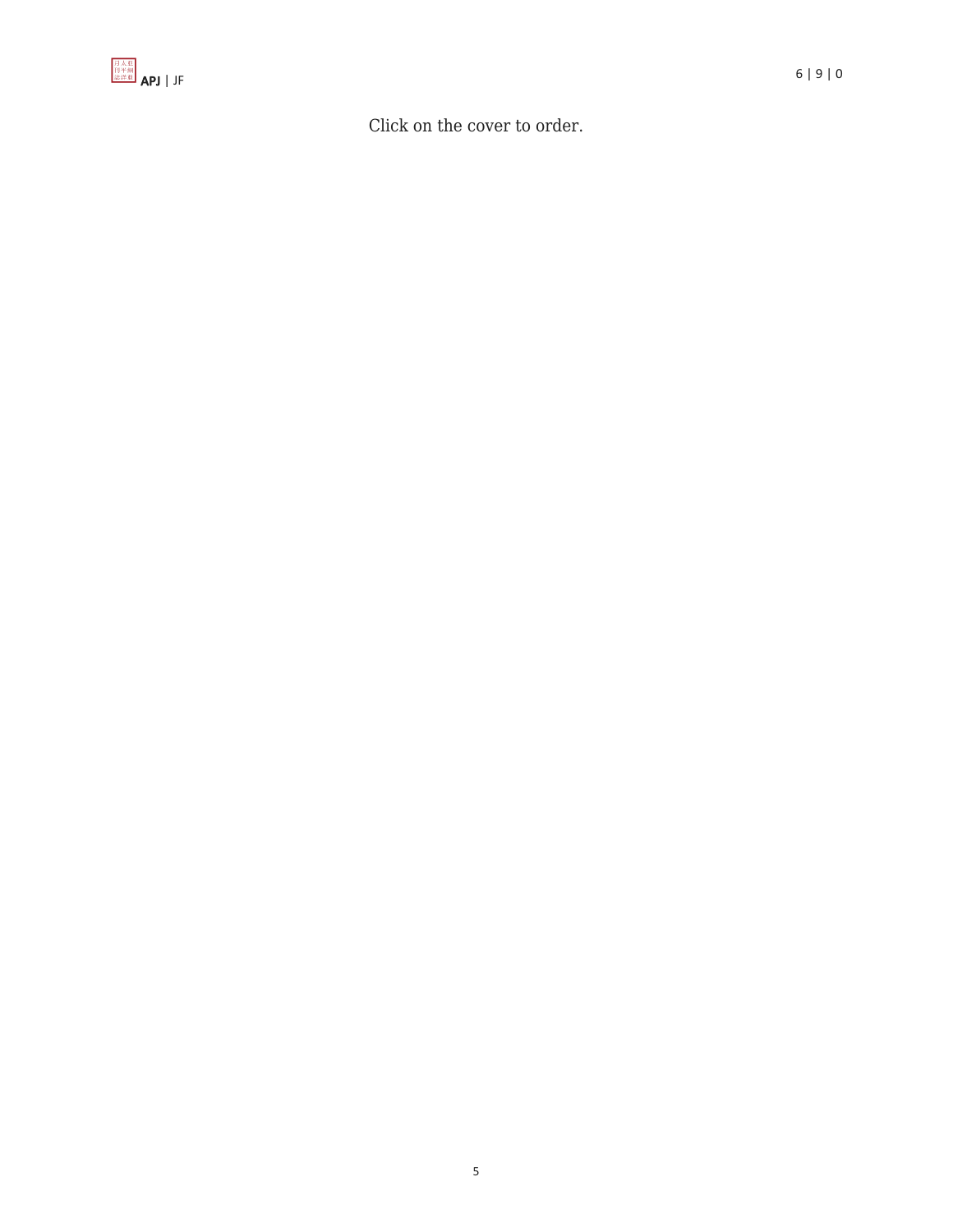Click on the cover to order.